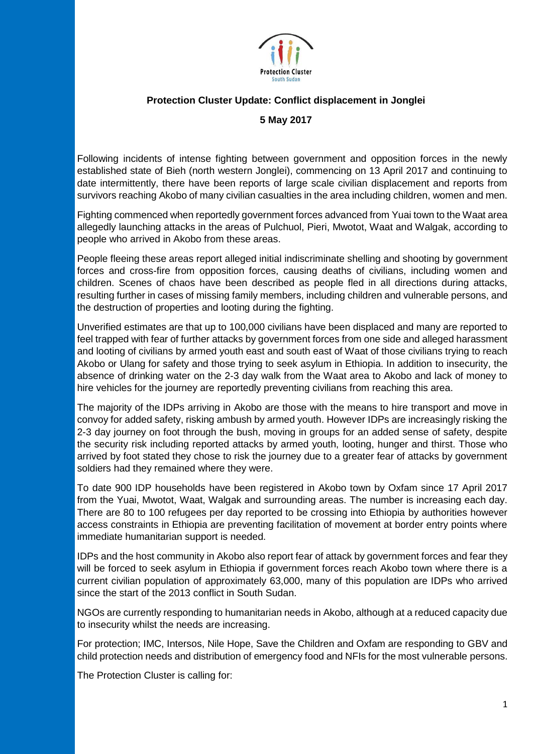**Protection Cluster Update: Conflict displacement in Jonglei**

**5 May 2017**

Following incidents of intense fighting between government and opposition forces in the newly established state of Bieh (north western Jonglei), commencing on 13 April 2017 and continuing to date intermittently, there have been reports of large scale civilian displacement and reports from survivors reaching Akobo of many civilian casualties in the area including children, women and men.

Fighting commenced when reportedly government forces advanced from Yuai town to the Waat area allegedly launching attacks in the areas of Pulchuol, Pieri, Mwotot, Waat and Walgak, according to people who arrived in Akobo from these areas.

People fleeing these areas report alleged initial indiscriminate shelling and shooting by government forces and cross-fire from opposition forces, causing deaths of civilians, including women and children. Scenes of chaos have been described as people fled in all directions during attacks, resulting further in cases of missing family members, including children and vulnerable persons, and the destruction of properties and looting during the fighting.

Unverified estimates are that up to 100,000 civilians have been displaced and many are reported to feel trapped with fear of further attacks by government forces from one side and alleged harassment and looting of civilians by armed youth east and south east of Waat of those civilians trying to reach Akobo or Ulang for safety and those trying to seek asylum in Ethiopia. In addition to insecurity, the absence of drinking water on the 2-3 day walk from the Waat area to Akobo and lack of money to hire vehicles for the journey are reportedly preventing civilians from reaching this area.

The majority of the IDPs arriving in Akobo are those with the means to hire transport and move in convoy for added safety, risking ambush by armed youth. However IDPs are increasingly risking the 2-3 day journey on foot through the bush, moving in groups for an added sense of safety, despite the security risk including reported attacks by armed youth, looting, hunger and thirst. Those who arrived by foot stated they chose to risk the journey due to a greater fear of attacks by government soldiers had they remained where they were.

To date 900 IDP households have been registered in Akobo town by Oxfam since 17 April 2017 from the Yuai, Mwotot, Waat, Walgak and surrounding areas. The number is increasing each day. There are 80 to 100 refugees per day reported to be crossing into Ethiopia by authorities however access constraints in Ethiopia are preventing facilitation of movement at border entry points where immediate humanitarian support is needed.

IDPs and the host community in Akobo also report fear of attack by government forces and fear they will be forced to seek asylum in Ethiopia if government forces reach Akobo town where there is a current civilian population of approximately 63,000, many of this population are IDPs who arrived since the start of the 2013 conflict in South Sudan.

NGOs are currently responding to humanitarian needs in Akobo, although at a reduced capacity due to insecurity whilst the needs are increasing.

For protection; IMC, Intersos, Nile Hope, Save the Children and Oxfam are responding to GBV and child protection needs and distribution of emergency food and NFIs for the most vulnerable persons.

The Protection Cluster is calling for: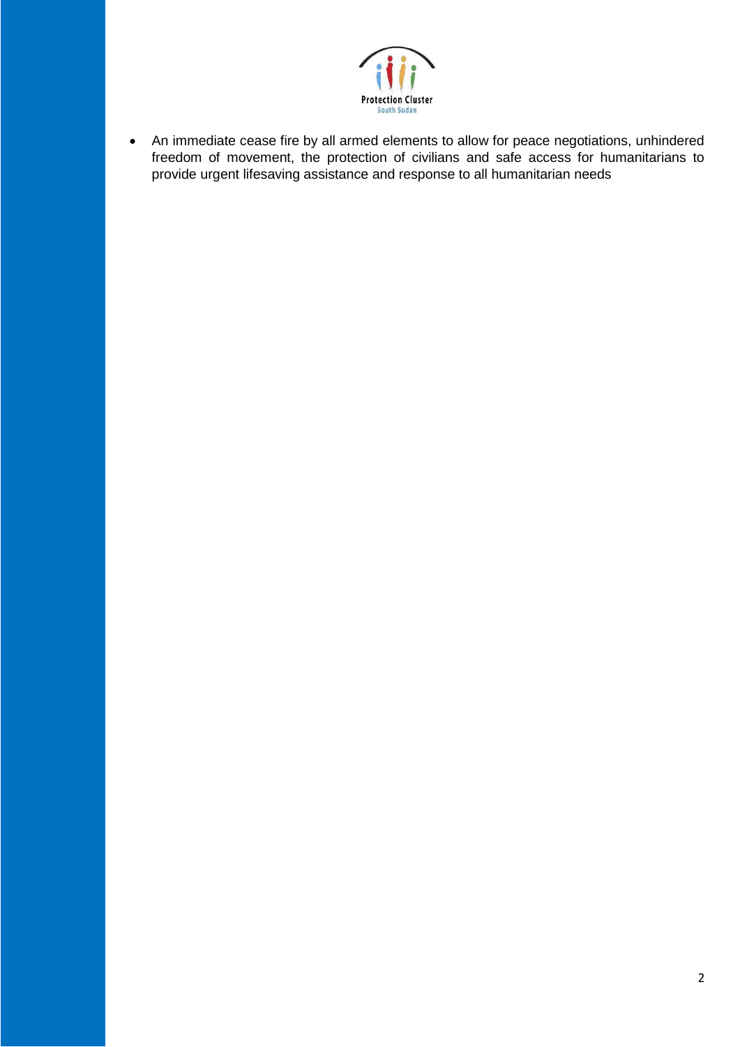- An immediate cease fire by all armed elements to allow for peace negotiations, unhindered freedom of movement, the protection of civilians and safe access for humanitarians to provide urgent lifesaving assistance and response to all humanitarian needs